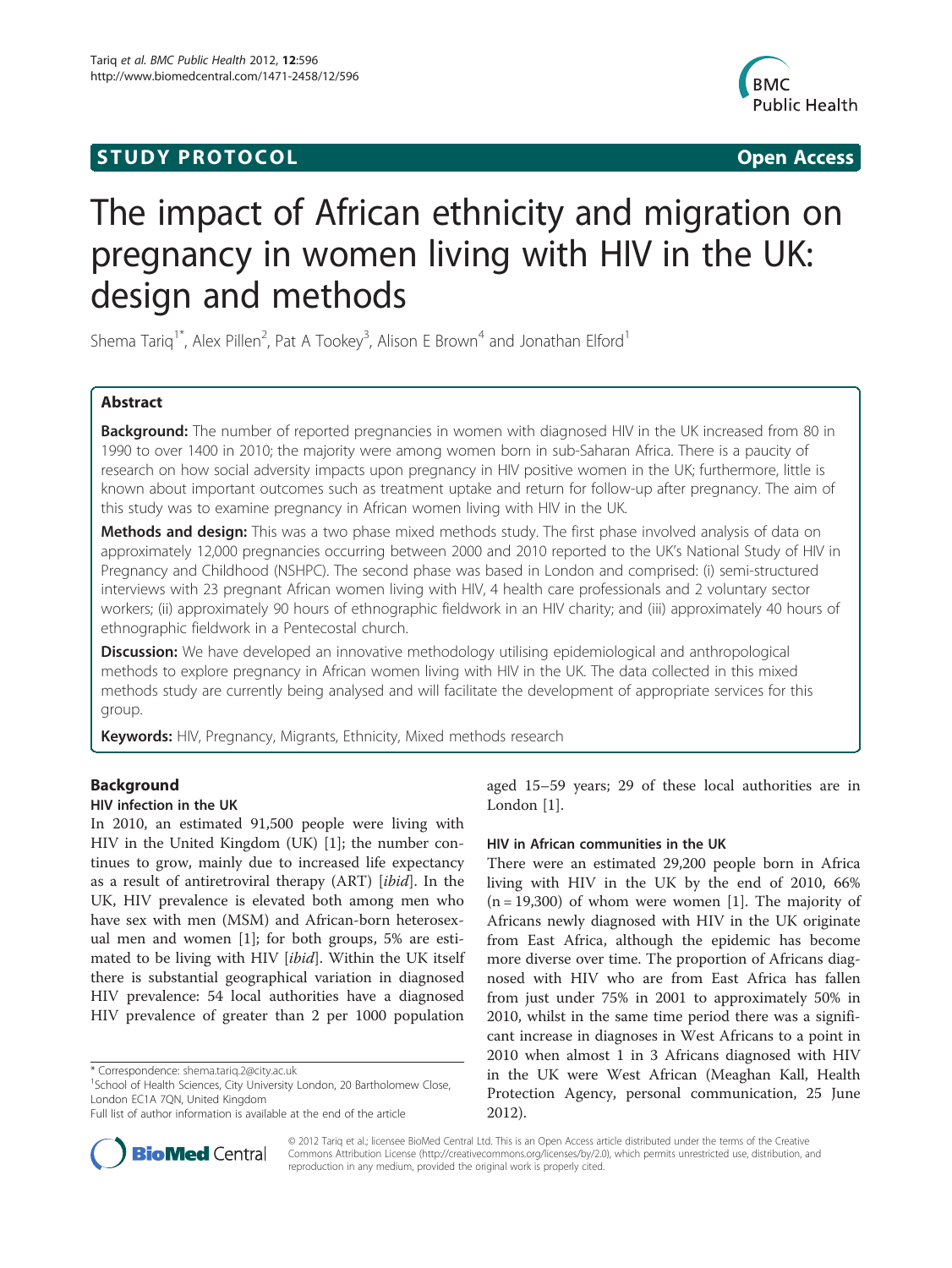**STUDY PROTOCOL** **Open Access**

# The impact of African ethnicity and migration on pregnancy in women living with HIV in the UK: design and methods

Shema Tariq[1*], Alex Pillen[2], Pat A Tookey[3], Alison E Brown[4] and Jonathan Elford[1]

## Abstract

**Background:** The number of reported pregnancies in women with diagnosed HIV in the UK increased from 80 in 1990 to over 1400 in 2010; the majority were among women born in sub-Saharan Africa. There is a paucity of research on how social adversity impacts upon pregnancy in HIV positive women in the UK; furthermore, little is known about important outcomes such as treatment uptake and return for follow-up after pregnancy. The aim of this study was to examine pregnancy in African women living with HIV in the UK.

**Methods and design:** This was a two phase mixed methods study. The first phase involved analysis of data on approximately 12,000 pregnancies occurring between 2000 and 2010 reported to the UK's National Study of HIV in Pregnancy and Childhood (NSHPC). The second phase was based in London and comprised: (i) semi-structured interviews with 23 pregnant African women living with HIV, 4 health care professionals and 2 voluntary sector workers; (ii) approximately 90 hours of ethnographic fieldwork in an HIV charity; and (iii) approximately 40 hours of ethnographic fieldwork in a Pentecostal church.

**Discussion:** We have developed an innovative methodology utilising epidemiological and anthropological methods to explore pregnancy in African women living with HIV in the UK. The data collected in this mixed methods study are currently being analysed and will facilitate the development of appropriate services for this group.

**Keywords:** HIV, Pregnancy, Migrants, Ethnicity, Mixed methods research

## Background

### HIV infection in the UK

In 2010, an estimated 91,500 people were living with HIV in the United Kingdom (UK) [1]; the number continues to grow, mainly due to increased life expectancy as a result of antiretroviral therapy (ART) [*ibid*]. In the UK, HIV prevalence is elevated both among men who have sex with men (MSM) and African-born heterosexual men and women [1]; for both groups, 5% are estimated to be living with HIV [*ibid*]. Within the UK itself there is substantial geographical variation in diagnosed HIV prevalence: 54 local authorities have a diagnosed HIV prevalence of greater than 2 per 1000 population aged 15–59 years; 29 of these local authorities are in London [1].

### HIV in African communities in the UK

There were an estimated 29,200 people born in Africa living with HIV in the UK by the end of 2010, 66% (n = 19,300) of whom were women [1]. The majority of Africans newly diagnosed with HIV in the UK originate from East Africa, although the epidemic has become more diverse over time. The proportion of Africans diagnosed with HIV who are from East Africa has fallen from just under 75% in 2001 to approximately 50% in 2010, whilst in the same time period there was a significant increase in diagnoses in West Africans to a point in 2010 when almost 1 in 3 Africans diagnosed with HIV in the UK were West African (Meaghan Kall, Health Protection Agency, personal communication, 25 June 2012).

\* Correspondence: shema.tariq.2@city.ac.uk
[1]School of Health Sciences, City University London, 20 Bartholomew Close, London EC1A 7QN, United Kingdom
Full list of author information is available at the end of the article

© 2012 Tariq et al.; licensee BioMed Central Ltd. This is an Open Access article distributed under the terms of the Creative Commons Attribution License (http://creativecommons.org/licenses/by/2.0), which permits unrestricted use, distribution, and reproduction in any medium, provided the original work is properly cited.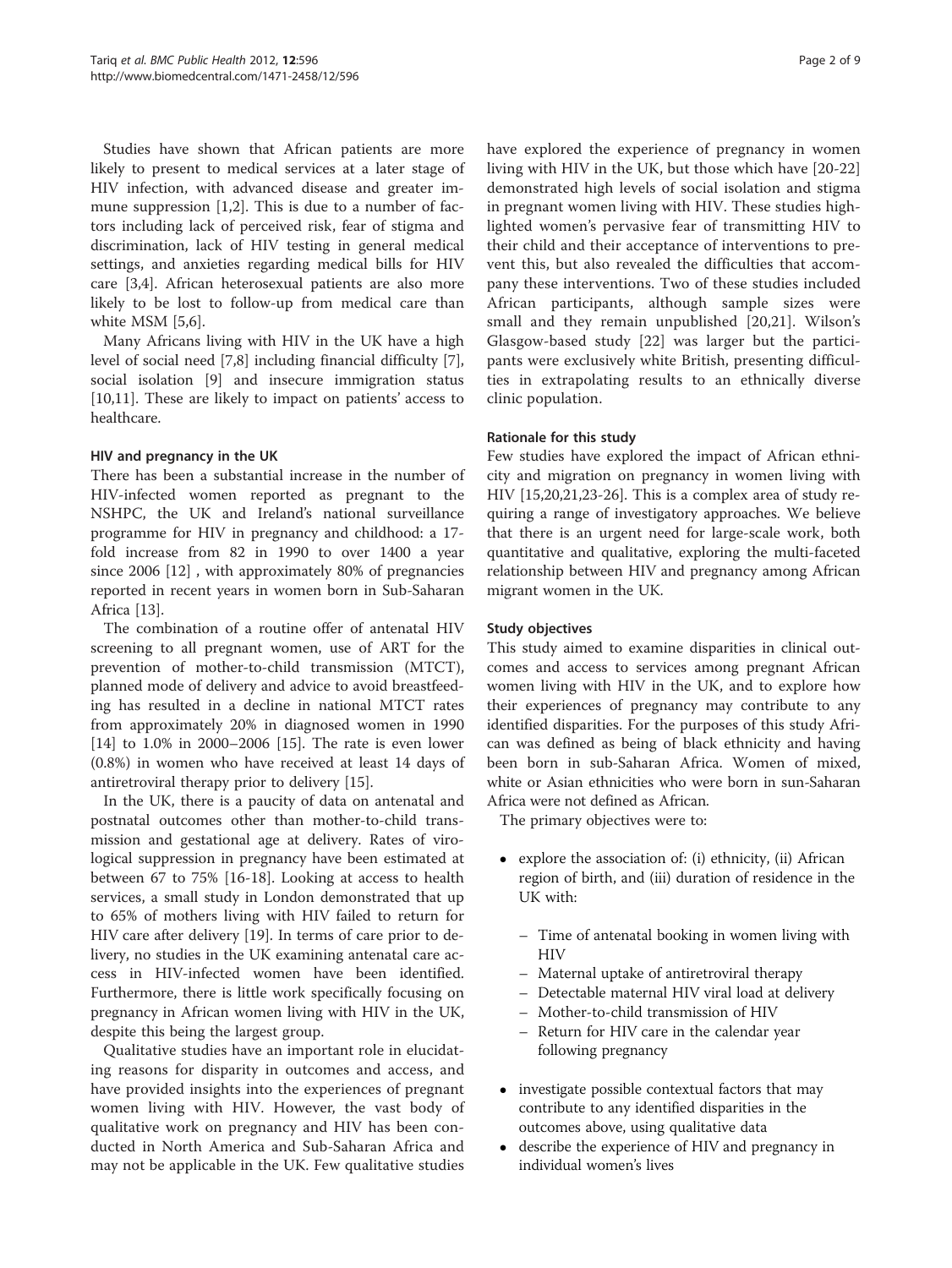Studies have shown that African patients are more likely to present to medical services at a later stage of HIV infection, with advanced disease and greater immune suppression [1,2]. This is due to a number of factors including lack of perceived risk, fear of stigma and discrimination, lack of HIV testing in general medical settings, and anxieties regarding medical bills for HIV care [3,4]. African heterosexual patients are also more likely to be lost to follow-up from medical care than white MSM [5,6].

Many Africans living with HIV in the UK have a high level of social need [7,8] including financial difficulty [7], social isolation [9] and insecure immigration status [10,11]. These are likely to impact on patients' access to healthcare.

### HIV and pregnancy in the UK

There has been a substantial increase in the number of HIV-infected women reported as pregnant to the NSHPC, the UK and Ireland's national surveillance programme for HIV in pregnancy and childhood: a 17-fold increase from 82 in 1990 to over 1400 a year since 2006 [12] , with approximately 80% of pregnancies reported in recent years in women born in Sub-Saharan Africa [13].

The combination of a routine offer of antenatal HIV screening to all pregnant women, use of ART for the prevention of mother-to-child transmission (MTCT), planned mode of delivery and advice to avoid breastfeeding has resulted in a decline in national MTCT rates from approximately 20% in diagnosed women in 1990 [14] to 1.0% in 2000–2006 [15]. The rate is even lower (0.8%) in women who have received at least 14 days of antiretroviral therapy prior to delivery [15].

In the UK, there is a paucity of data on antenatal and postnatal outcomes other than mother-to-child transmission and gestational age at delivery. Rates of virological suppression in pregnancy have been estimated at between 67 to 75% [16-18]. Looking at access to health services, a small study in London demonstrated that up to 65% of mothers living with HIV failed to return for HIV care after delivery [19]. In terms of care prior to delivery, no studies in the UK examining antenatal care access in HIV-infected women have been identified. Furthermore, there is little work specifically focusing on pregnancy in African women living with HIV in the UK, despite this being the largest group.

Qualitative studies have an important role in elucidating reasons for disparity in outcomes and access, and have provided insights into the experiences of pregnant women living with HIV. However, the vast body of qualitative work on pregnancy and HIV has been conducted in North America and Sub-Saharan Africa and may not be applicable in the UK. Few qualitative studies have explored the experience of pregnancy in women living with HIV in the UK, but those which have [20-22] demonstrated high levels of social isolation and stigma in pregnant women living with HIV. These studies highlighted women's pervasive fear of transmitting HIV to their child and their acceptance of interventions to prevent this, but also revealed the difficulties that accompany these interventions. Two of these studies included African participants, although sample sizes were small and they remain unpublished [20,21]. Wilson's Glasgow-based study [22] was larger but the participants were exclusively white British, presenting difficulties in extrapolating results to an ethnically diverse clinic population.

### Rationale for this study

Few studies have explored the impact of African ethnicity and migration on pregnancy in women living with HIV [15,20,21,23-26]. This is a complex area of study requiring a range of investigatory approaches. We believe that there is an urgent need for large-scale work, both quantitative and qualitative, exploring the multi-faceted relationship between HIV and pregnancy among African migrant women in the UK.

### Study objectives

This study aimed to examine disparities in clinical outcomes and access to services among pregnant African women living with HIV in the UK, and to explore how their experiences of pregnancy may contribute to any identified disparities. For the purposes of this study African was defined as being of black ethnicity and having been born in sub-Saharan Africa. Women of mixed, white or Asian ethnicities who were born in sun-Saharan Africa were not defined as African.

The primary objectives were to:

- explore the association of: (i) ethnicity, (ii) African region of birth, and (iii) duration of residence in the UK with:
  - Time of antenatal booking in women living with HIV
  - Maternal uptake of antiretroviral therapy
  - Detectable maternal HIV viral load at delivery
  - Mother-to-child transmission of HIV
  - Return for HIV care in the calendar year following pregnancy
- investigate possible contextual factors that may contribute to any identified disparities in the outcomes above, using qualitative data
- describe the experience of HIV and pregnancy in individual women's lives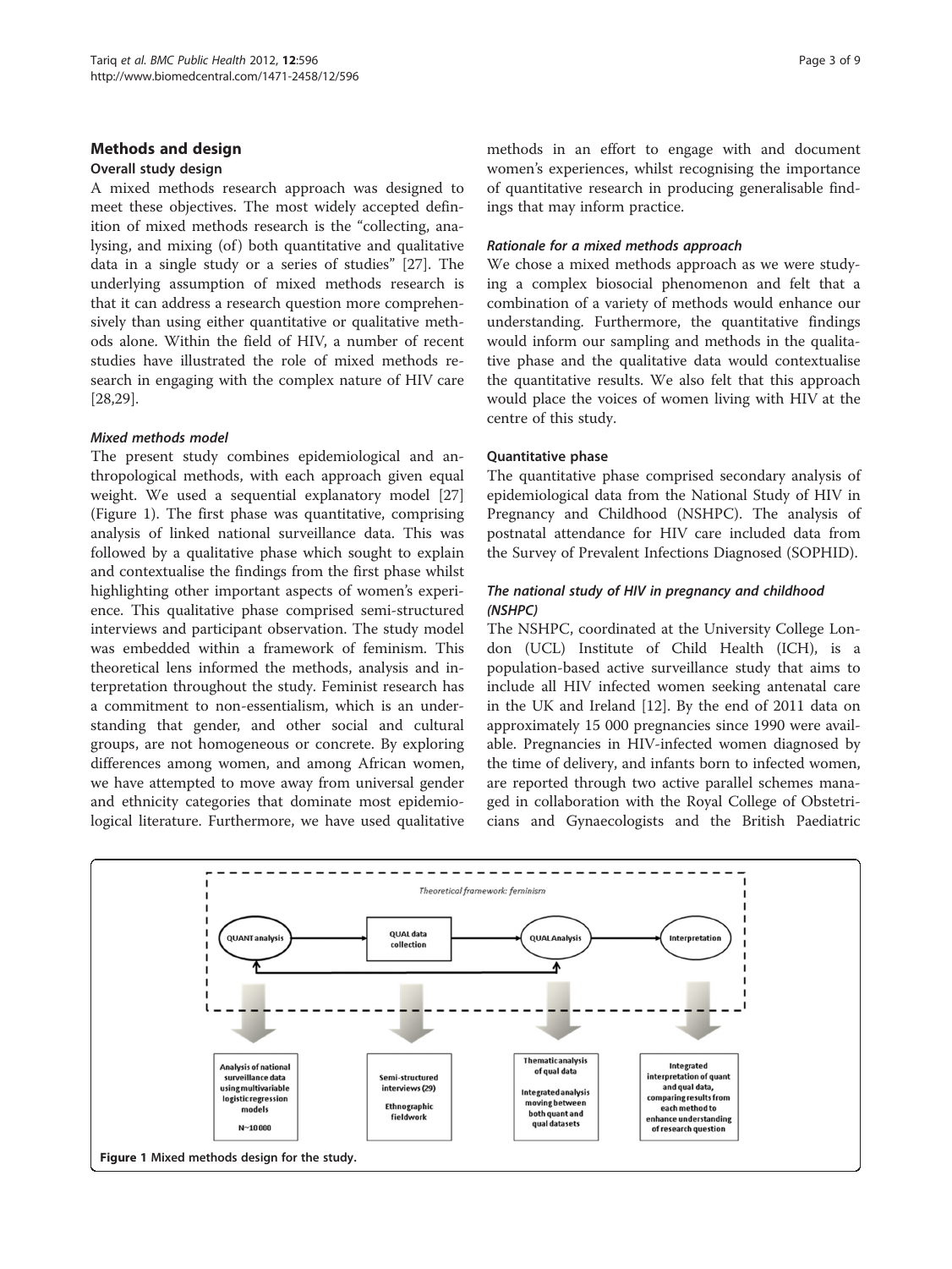## Methods and design

### Overall study design

A mixed methods research approach was designed to meet these objectives. The most widely accepted definition of mixed methods research is the "collecting, analysing, and mixing (of) both quantitative and qualitative data in a single study or a series of studies" [27]. The underlying assumption of mixed methods research is that it can address a research question more comprehensively than using either quantitative or qualitative methods alone. Within the field of HIV, a number of recent studies have illustrated the role of mixed methods research in engaging with the complex nature of HIV care [28,29].

#### *Mixed methods model*

The present study combines epidemiological and anthropological methods, with each approach given equal weight. We used a sequential explanatory model [27] (Figure 1). The first phase was quantitative, comprising analysis of linked national surveillance data. This was followed by a qualitative phase which sought to explain and contextualise the findings from the first phase whilst highlighting other important aspects of women's experience. This qualitative phase comprised semi-structured interviews and participant observation. The study model was embedded within a framework of feminism. This theoretical lens informed the methods, analysis and interpretation throughout the study. Feminist research has a commitment to non-essentialism, which is an understanding that gender, and other social and cultural groups, are not homogeneous or concrete. By exploring differences among women, and among African women, we have attempted to move away from universal gender and ethnicity categories that dominate most epidemiological literature. Furthermore, we have used qualitative methods in an effort to engage with and document women's experiences, whilst recognising the importance of quantitative research in producing generalisable findings that may inform practice.

#### *Rationale for a mixed methods approach*

We chose a mixed methods approach as we were studying a complex biosocial phenomenon and felt that a combination of a variety of methods would enhance our understanding. Furthermore, the quantitative findings would inform our sampling and methods in the qualitative phase and the qualitative data would contextualise the quantitative results. We also felt that this approach would place the voices of women living with HIV at the centre of this study.

### Quantitative phase

The quantitative phase comprised secondary analysis of epidemiological data from the National Study of HIV in Pregnancy and Childhood (NSHPC). The analysis of postnatal attendance for HIV care included data from the Survey of Prevalent Infections Diagnosed (SOPHID).

#### *The national study of HIV in pregnancy and childhood (NSHPC)*

The NSHPC, coordinated at the University College London (UCL) Institute of Child Health (ICH), is a population-based active surveillance study that aims to include all HIV infected women seeking antenatal care in the UK and Ireland [12]. By the end of 2011 data on approximately 15 000 pregnancies since 1990 were available. Pregnancies in HIV-infected women diagnosed by the time of delivery, and infants born to infected women, are reported through two active parallel schemes managed in collaboration with the Royal College of Obstetricians and Gynaecologists and the British Paediatric

Theoretical framework: feminism

QUANT analysis

QUAL data collection

QUAL Analysis

Interpretation

Analysis of national surveillance data using multivariable logistic regression models

N~10 000

Semi-structured interviews (29)

Ethnographic fieldwork

Thematic analysis of qual data

Integrated analysis moving between both quant and qual datasets

Integrated interpretation of quant and qual data, comparing results from each method to enhance understanding of research question

**Figure 1** Mixed methods design for the study.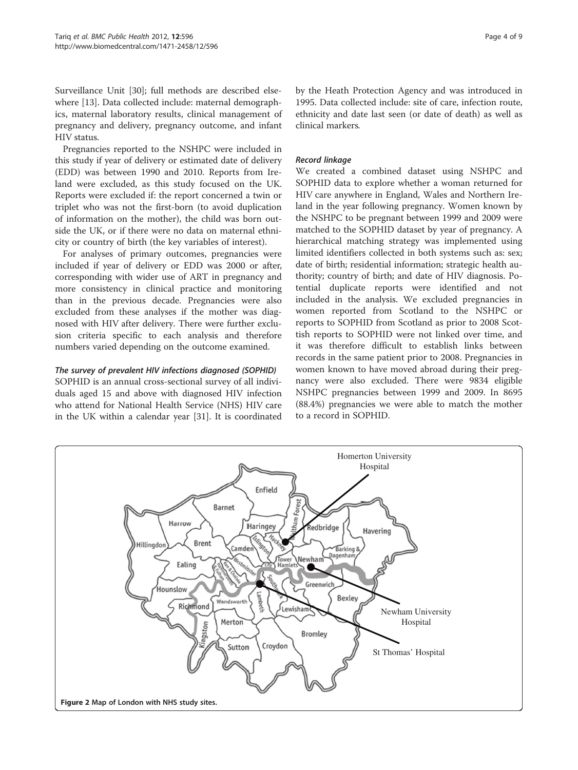Surveillance Unit [30]; full methods are described elsewhere [13]. Data collected include: maternal demographics, maternal laboratory results, clinical management of pregnancy and delivery, pregnancy outcome, and infant HIV status.

Pregnancies reported to the NSHPC were included in this study if year of delivery or estimated date of delivery (EDD) was between 1990 and 2010. Reports from Ireland were excluded, as this study focused on the UK. Reports were excluded if: the report concerned a twin or triplet who was not the first-born (to avoid duplication of information on the mother), the child was born outside the UK, or if there were no data on maternal ethnicity or country of birth (the key variables of interest).

For analyses of primary outcomes, pregnancies were included if year of delivery or EDD was 2000 or after, corresponding with wider use of ART in pregnancy and more consistency in clinical practice and monitoring than in the previous decade. Pregnancies were also excluded from these analyses if the mother was diagnosed with HIV after delivery. There were further exclusion criteria specific to each analysis and therefore numbers varied depending on the outcome examined.

#### *The survey of prevalent HIV infections diagnosed (SOPHID)*

SOPHID is an annual cross-sectional survey of all individuals aged 15 and above with diagnosed HIV infection who attend for National Health Service (NHS) HIV care in the UK within a calendar year [31]. It is coordinated by the Heath Protection Agency and was introduced in 1995. Data collected include: site of care, infection route, ethnicity and date last seen (or date of death) as well as clinical markers.

#### *Record linkage*

We created a combined dataset using NSHPC and SOPHID data to explore whether a woman returned for HIV care anywhere in England, Wales and Northern Ireland in the year following pregnancy. Women known by the NSHPC to be pregnant between 1999 and 2009 were matched to the SOPHID dataset by year of pregnancy. A hierarchical matching strategy was implemented using limited identifiers collected in both systems such as: sex; date of birth; residential information; strategic health authority; country of birth; and date of HIV diagnosis. Potential duplicate reports were identified and not included in the analysis. We excluded pregnancies in women reported from Scotland to the NSHPC or reports to SOPHID from Scotland as prior to 2008 Scottish reports to SOPHID were not linked over time, and it was therefore difficult to establish links between records in the same patient prior to 2008. Pregnancies in women known to have moved abroad during their pregnancy were also excluded. There were 9834 eligible NSHPC pregnancies between 1999 and 2009. In 8695 (88.4%) pregnancies we were able to match the mother to a record in SOPHID.

**Figure 2** Map of London with NHS study sites.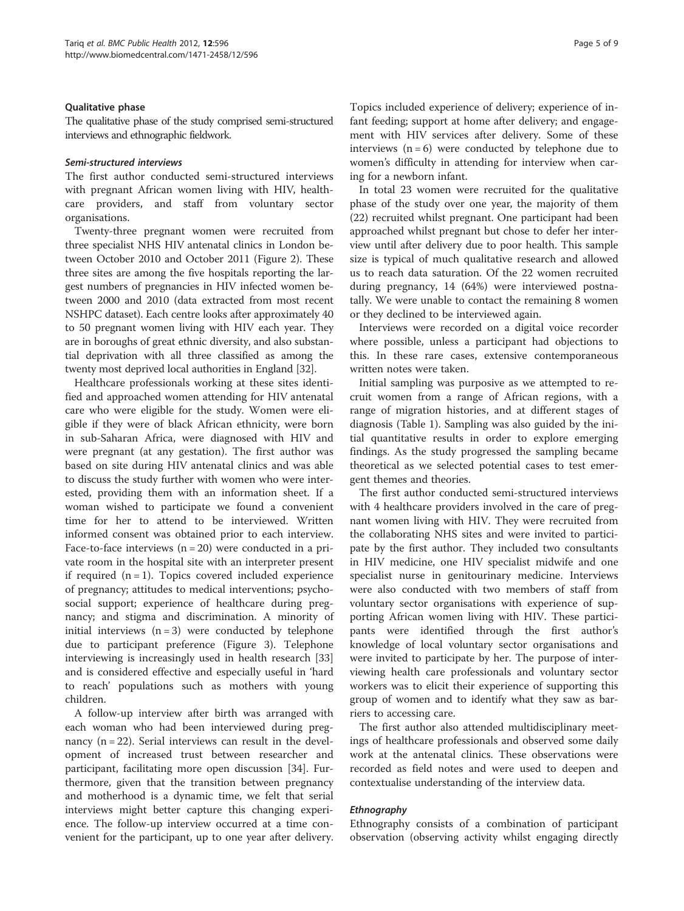### Qualitative phase

The qualitative phase of the study comprised semi-structured interviews and ethnographic fieldwork.

#### *Semi-structured interviews*

The first author conducted semi-structured interviews with pregnant African women living with HIV, healthcare providers, and staff from voluntary sector organisations.

Twenty-three pregnant women were recruited from three specialist NHS HIV antenatal clinics in London between October 2010 and October 2011 (Figure 2). These three sites are among the five hospitals reporting the largest numbers of pregnancies in HIV infected women between 2000 and 2010 (data extracted from most recent NSHPC dataset). Each centre looks after approximately 40 to 50 pregnant women living with HIV each year. They are in boroughs of great ethnic diversity, and also substantial deprivation with all three classified as among the twenty most deprived local authorities in England [32].

Healthcare professionals working at these sites identified and approached women attending for HIV antenatal care who were eligible for the study. Women were eligible if they were of black African ethnicity, were born in sub-Saharan Africa, were diagnosed with HIV and were pregnant (at any gestation). The first author was based on site during HIV antenatal clinics and was able to discuss the study further with women who were interested, providing them with an information sheet. If a woman wished to participate we found a convenient time for her to attend to be interviewed. Written informed consent was obtained prior to each interview. Face-to-face interviews (n = 20) were conducted in a private room in the hospital site with an interpreter present if required (n = 1). Topics covered included experience of pregnancy; attitudes to medical interventions; psychosocial support; experience of healthcare during pregnancy; and stigma and discrimination. A minority of initial interviews (n = 3) were conducted by telephone due to participant preference (Figure 3). Telephone interviewing is increasingly used in health research [33] and is considered effective and especially useful in 'hard to reach' populations such as mothers with young children.

A follow-up interview after birth was arranged with each woman who had been interviewed during pregnancy (n = 22). Serial interviews can result in the development of increased trust between researcher and participant, facilitating more open discussion [34]. Furthermore, given that the transition between pregnancy and motherhood is a dynamic time, we felt that serial interviews might better capture this changing experience. The follow-up interview occurred at a time convenient for the participant, up to one year after delivery. Topics included experience of delivery; experience of infant feeding; support at home after delivery; and engagement with HIV services after delivery. Some of these interviews (n = 6) were conducted by telephone due to women's difficulty in attending for interview when caring for a newborn infant.

In total 23 women were recruited for the qualitative phase of the study over one year, the majority of them (22) recruited whilst pregnant. One participant had been approached whilst pregnant but chose to defer her interview until after delivery due to poor health. This sample size is typical of much qualitative research and allowed us to reach data saturation. Of the 22 women recruited during pregnancy, 14 (64%) were interviewed postnatally. We were unable to contact the remaining 8 women or they declined to be interviewed again.

Interviews were recorded on a digital voice recorder where possible, unless a participant had objections to this. In these rare cases, extensive contemporaneous written notes were taken.

Initial sampling was purposive as we attempted to recruit women from a range of African regions, with a range of migration histories, and at different stages of diagnosis (Table 1). Sampling was also guided by the initial quantitative results in order to explore emerging findings. As the study progressed the sampling became theoretical as we selected potential cases to test emergent themes and theories.

The first author conducted semi-structured interviews with 4 healthcare providers involved in the care of pregnant women living with HIV. They were recruited from the collaborating NHS sites and were invited to participate by the first author. They included two consultants in HIV medicine, one HIV specialist midwife and one specialist nurse in genitourinary medicine. Interviews were also conducted with two members of staff from voluntary sector organisations with experience of supporting African women living with HIV. These participants were identified through the first author's knowledge of local voluntary sector organisations and were invited to participate by her. The purpose of interviewing health care professionals and voluntary sector workers was to elicit their experience of supporting this group of women and to identify what they saw as barriers to accessing care.

The first author also attended multidisciplinary meetings of healthcare professionals and observed some daily work at the antenatal clinics. These observations were recorded as field notes and were used to deepen and contextualise understanding of the interview data.

#### *Ethnography*

Ethnography consists of a combination of participant observation (observing activity whilst engaging directly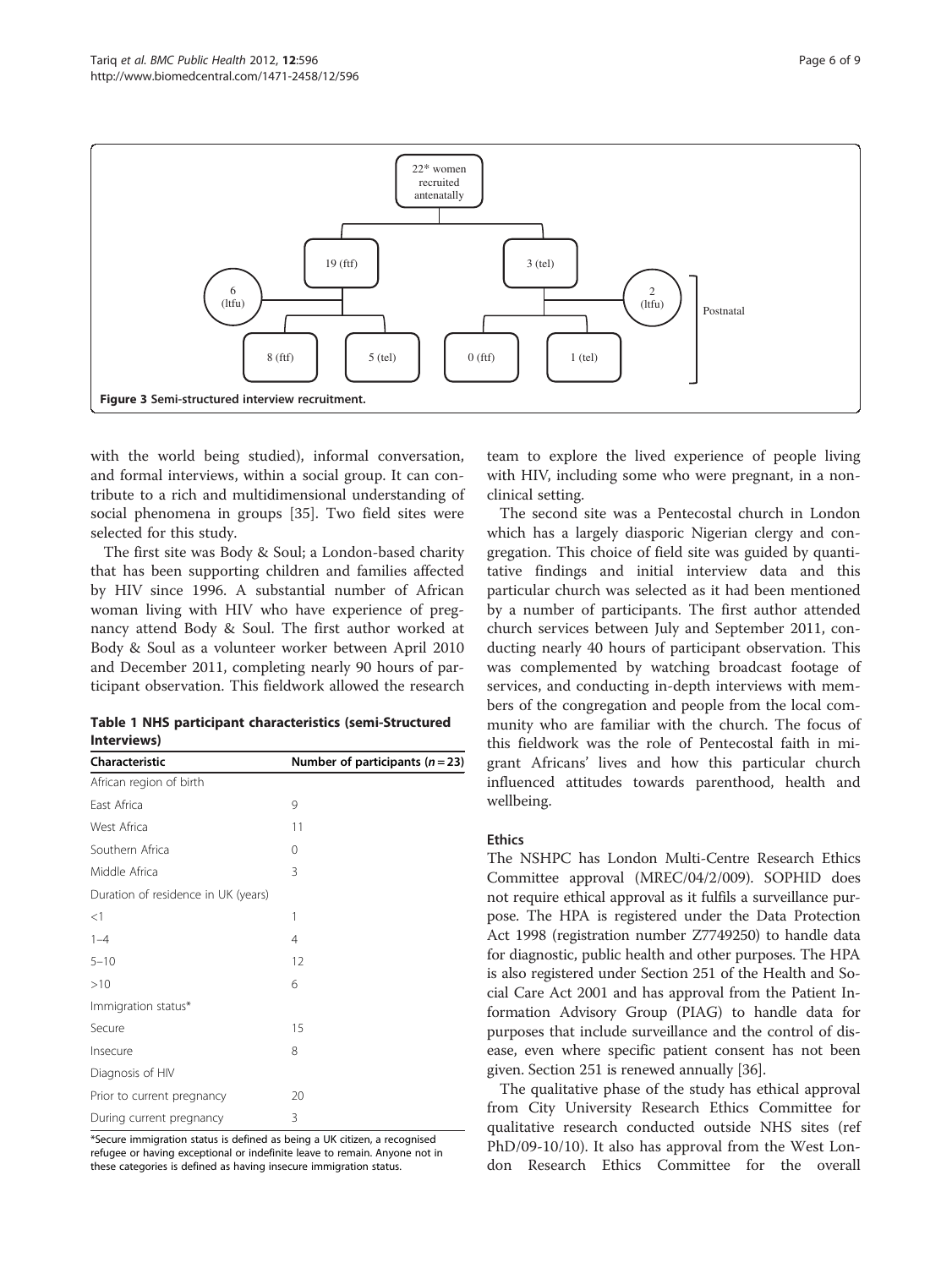Figure 3 Semi-structured interview recruitment.

with the world being studied), informal conversation, and formal interviews, within a social group. It can contribute to a rich and multidimensional understanding of social phenomena in groups [35]. Two field sites were selected for this study.

The first site was Body & Soul; a London-based charity that has been supporting children and families affected by HIV since 1996. A substantial number of African woman living with HIV who have experience of pregnancy attend Body & Soul. The first author worked at Body & Soul as a volunteer worker between April 2010 and December 2011, completing nearly 90 hours of participant observation. This fieldwork allowed the research team to explore the lived experience of people living with HIV, including some who were pregnant, in a non-clinical setting.

**Table 1 NHS participant characteristics (semi-Structured Interviews)**

| Characteristic | Number of participants ($n = 23$) |
| --- | --- |
| African region of birth | |
| East Africa | 9 |
| West Africa | 11 |
| Southern Africa | 0 |
| Middle Africa | 3 |
| Duration of residence in UK (years) | |
| <1 | 1 |
| 1–4 | 4 |
| 5–10 | 12 |
| >10 | 6 |
| Immigration status* | |
| Secure | 15 |
| Insecure | 8 |
| Diagnosis of HIV | |
| Prior to current pregnancy | 20 |
| During current pregnancy | 3 |

*Secure immigration status is defined as being a UK citizen, a recognised refugee or having exceptional or indefinite leave to remain. Anyone not in these categories is defined as having insecure immigration status.

The second site was a Pentecostal church in London which has a largely diasporic Nigerian clergy and congregation. This choice of field site was guided by quantitative findings and initial interview data and this particular church was selected as it had been mentioned by a number of participants. The first author attended church services between July and September 2011, conducting nearly 40 hours of participant observation. This was complemented by watching broadcast footage of services, and conducting in-depth interviews with members of the congregation and people from the local community who are familiar with the church. The focus of this fieldwork was the role of Pentecostal faith in migrant Africans' lives and how this particular church influenced attitudes towards parenthood, health and wellbeing.

### Ethics

The NSHPC has London Multi-Centre Research Ethics Committee approval (MREC/04/2/009). SOPHID does not require ethical approval as it fulfils a surveillance purpose. The HPA is registered under the Data Protection Act 1998 (registration number Z7749250) to handle data for diagnostic, public health and other purposes. The HPA is also registered under Section 251 of the Health and Social Care Act 2001 and has approval from the Patient Information Advisory Group (PIAG) to handle data for purposes that include surveillance and the control of disease, even where specific patient consent has not been given. Section 251 is renewed annually [36].

The qualitative phase of the study has ethical approval from City University Research Ethics Committee for qualitative research conducted outside NHS sites (ref PhD/09-10/10). It also has approval from the West London Research Ethics Committee for the overall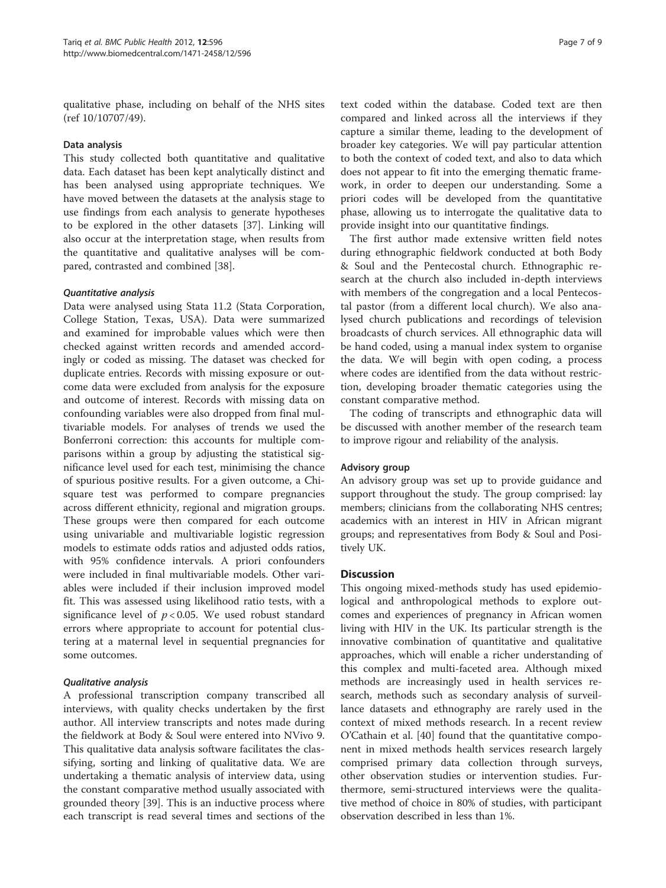qualitative phase, including on behalf of the NHS sites (ref 10/10707/49).

### Data analysis

This study collected both quantitative and qualitative data. Each dataset has been kept analytically distinct and has been analysed using appropriate techniques. We have moved between the datasets at the analysis stage to use findings from each analysis to generate hypotheses to be explored in the other datasets [37]. Linking will also occur at the interpretation stage, when results from the quantitative and qualitative analyses will be compared, contrasted and combined [38].

#### *Quantitative analysis*

Data were analysed using Stata 11.2 (Stata Corporation, College Station, Texas, USA). Data were summarized and examined for improbable values which were then checked against written records and amended accordingly or coded as missing. The dataset was checked for duplicate entries. Records with missing exposure or outcome data were excluded from analysis for the exposure and outcome of interest. Records with missing data on confounding variables were also dropped from final multivariable models. For analyses of trends we used the Bonferroni correction: this accounts for multiple comparisons within a group by adjusting the statistical significance level used for each test, minimising the chance of spurious positive results. For a given outcome, a Chi-square test was performed to compare pregnancies across different ethnicity, regional and migration groups. These groups were then compared for each outcome using univariable and multivariable logistic regression models to estimate odds ratios and adjusted odds ratios, with 95% confidence intervals. A priori confounders were included in final multivariable models. Other variables were included if their inclusion improved model fit. This was assessed using likelihood ratio tests, with a significance level of $p < 0.05$. We used robust standard errors where appropriate to account for potential clustering at a maternal level in sequential pregnancies for some outcomes.

#### *Qualitative analysis*

A professional transcription company transcribed all interviews, with quality checks undertaken by the first author. All interview transcripts and notes made during the fieldwork at Body & Soul were entered into NVivo 9. This qualitative data analysis software facilitates the classifying, sorting and linking of qualitative data. We are undertaking a thematic analysis of interview data, using the constant comparative method usually associated with grounded theory [39]. This is an inductive process where each transcript is read several times and sections of the text coded within the database. Coded text are then compared and linked across all the interviews if they capture a similar theme, leading to the development of broader key categories. We will pay particular attention to both the context of coded text, and also to data which does not appear to fit into the emerging thematic framework, in order to deepen our understanding. Some a priori codes will be developed from the quantitative phase, allowing us to interrogate the qualitative data to provide insight into our quantitative findings.

The first author made extensive written field notes during ethnographic fieldwork conducted at both Body & Soul and the Pentecostal church. Ethnographic research at the church also included in-depth interviews with members of the congregation and a local Pentecostal pastor (from a different local church). We also analysed church publications and recordings of television broadcasts of church services. All ethnographic data will be hand coded, using a manual index system to organise the data. We will begin with open coding, a process where codes are identified from the data without restriction, developing broader thematic categories using the constant comparative method.

The coding of transcripts and ethnographic data will be discussed with another member of the research team to improve rigour and reliability of the analysis.

### Advisory group

An advisory group was set up to provide guidance and support throughout the study. The group comprised: lay members; clinicians from the collaborating NHS centres; academics with an interest in HIV in African migrant groups; and representatives from Body & Soul and Positively UK.

## Discussion

This ongoing mixed-methods study has used epidemiological and anthropological methods to explore outcomes and experiences of pregnancy in African women living with HIV in the UK. Its particular strength is the innovative combination of quantitative and qualitative approaches, which will enable a richer understanding of this complex and multi-faceted area. Although mixed methods are increasingly used in health services research, methods such as secondary analysis of surveillance datasets and ethnography are rarely used in the context of mixed methods research. In a recent review O'Cathain et al. [40] found that the quantitative component in mixed methods health services research largely comprised primary data collection through surveys, other observation studies or intervention studies. Furthermore, semi-structured interviews were the qualitative method of choice in 80% of studies, with participant observation described in less than 1%.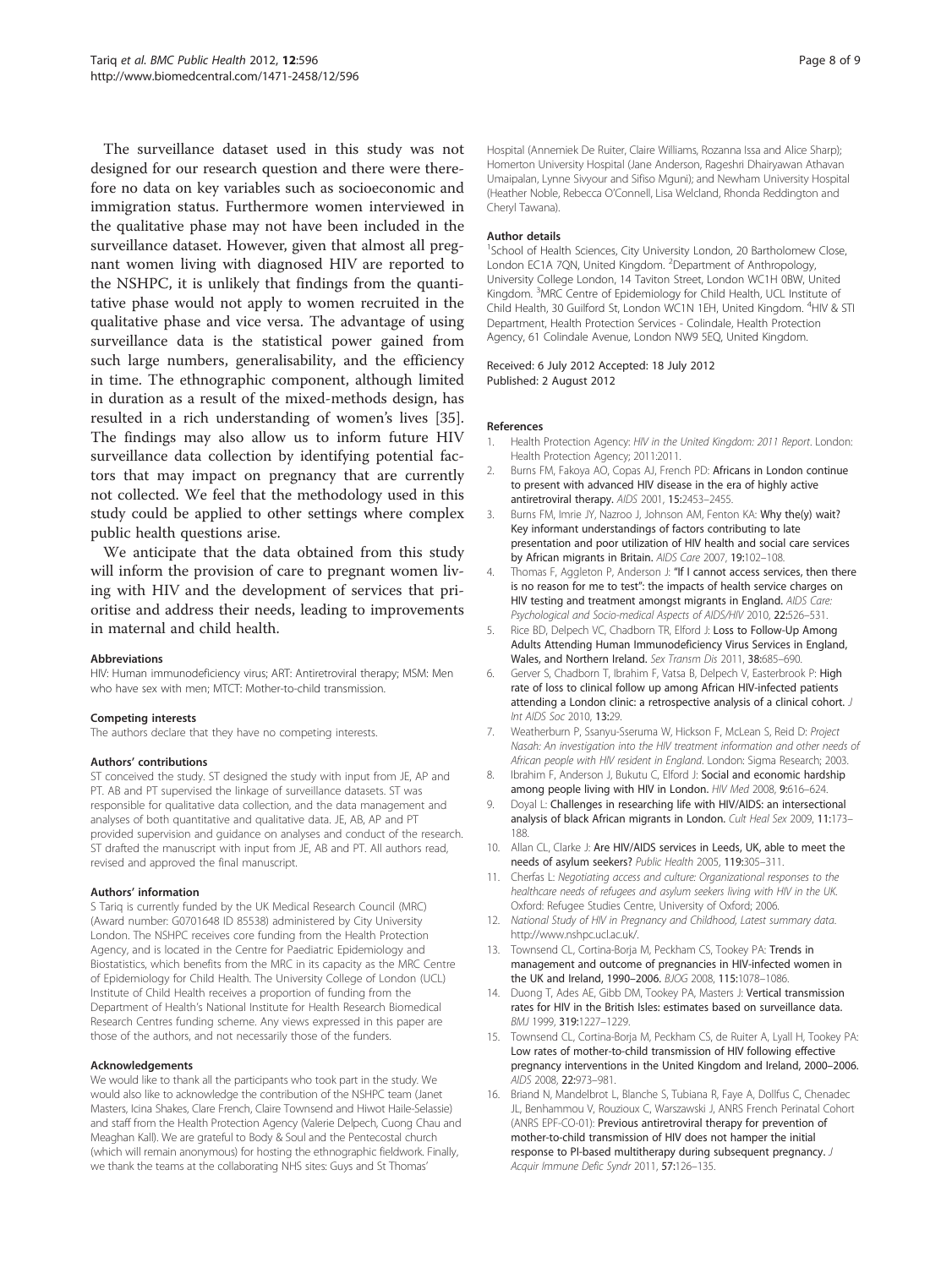The surveillance dataset used in this study was not designed for our research question and there were therefore no data on key variables such as socioeconomic and immigration status. Furthermore women interviewed in the qualitative phase may not have been included in the surveillance dataset. However, given that almost all pregnant women living with diagnosed HIV are reported to the NSHPC, it is unlikely that findings from the quantitative phase would not apply to women recruited in the qualitative phase and vice versa. The advantage of using surveillance data is the statistical power gained from such large numbers, generalisability, and the efficiency in time. The ethnographic component, although limited in duration as a result of the mixed-methods design, has resulted in a rich understanding of women's lives [35]. The findings may also allow us to inform future HIV surveillance data collection by identifying potential factors that may impact on pregnancy that are currently not collected. We feel that the methodology used in this study could be applied to other settings where complex public health questions arise.

We anticipate that the data obtained from this study will inform the provision of care to pregnant women living with HIV and the development of services that prioritise and address their needs, leading to improvements in maternal and child health.

#### Abbreviations

HIV: Human immunodeficiency virus; ART: Antiretroviral therapy; MSM: Men who have sex with men; MTCT: Mother-to-child transmission.

#### Competing interests

The authors declare that they have no competing interests.

#### Authors' contributions

ST conceived the study. ST designed the study with input from JE, AP and PT. AB and PT supervised the linkage of surveillance datasets. ST was responsible for qualitative data collection, and the data management and analyses of both quantitative and qualitative data. JE, AB, AP and PT provided supervision and guidance on analyses and conduct of the research. ST drafted the manuscript with input from JE, AB and PT. All authors read, revised and approved the final manuscript.

#### Authors' information

S Tariq is currently funded by the UK Medical Research Council (MRC) (Award number: G0701648 ID 85538) administered by City University London. The NSHPC receives core funding from the Health Protection Agency, and is located in the Centre for Paediatric Epidemiology and Biostatistics, which benefits from the MRC in its capacity as the MRC Centre of Epidemiology for Child Health. The University College of London (UCL) Institute of Child Health receives a proportion of funding from the Department of Health's National Institute for Health Research Biomedical Research Centres funding scheme. Any views expressed in this paper are those of the authors, and not necessarily those of the funders.

#### Acknowledgements

We would like to thank all the participants who took part in the study. We would also like to acknowledge the contribution of the NSHPC team (Janet Masters, Icina Shakes, Clare French, Claire Townsend and Hiwot Haile-Selassie) and staff from the Health Protection Agency (Valerie Delpech, Cuong Chau and Meaghan Kall). We are grateful to Body & Soul and the Pentecostal church (which will remain anonymous) for hosting the ethnographic fieldwork. Finally, we thank the teams at the collaborating NHS sites: Guys and St Thomas' Hospital (Annemiek De Ruiter, Claire Williams, Rozanna Issa and Alice Sharp); Homerton University Hospital (Jane Anderson, Rageshri Dhairyawan Athavan Umaipalan, Lynne Sivyour and Sifiso Mguni); and Newham University Hospital (Heather Noble, Rebecca O'Connell, Lisa Welcland, Rhonda Reddington and Cheryl Tawana).

#### Author details

[1]School of Health Sciences, City University London, 20 Bartholomew Close, London EC1A 7QN, United Kingdom. [2]Department of Anthropology, University College London, 14 Taviton Street, London WC1H 0BW, United Kingdom. [3]MRC Centre of Epidemiology for Child Health, UCL Institute of Child Health, 30 Guilford St, London WC1N 1EH, United Kingdom. [4]HIV & STI Department, Health Protection Services - Colindale, Health Protection Agency, 61 Colindale Avenue, London NW9 5EQ, United Kingdom.

Received: 6 July 2012 Accepted: 18 July 2012
Published: 2 August 2012

#### References

1. Health Protection Agency: *HIV in the United Kingdom: 2011 Report*. London: Health Protection Agency; 2011:2011.
2. Burns FM, Fakoya AO, Copas AJ, French PD: **Africans in London continue to present with advanced HIV disease in the era of highly active antiretroviral therapy.** *AIDS* 2001, **15**:2453–2455.
3. Burns FM, Imrie JY, Nazroo J, Johnson AM, Fenton KA: **Why the(y) wait? Key informant understandings of factors contributing to late presentation and poor utilization of HIV health and social care services by African migrants in Britain.** *AIDS Care* 2007, **19**:102–108.
4. Thomas F, Aggleton P, Anderson J: **"If I cannot access services, then there is no reason for me to test": the impacts of health service charges on HIV testing and treatment amongst migrants in England.** *AIDS Care: Psychological and Socio-medical Aspects of AIDS/HIV* 2010, **22**:526–531.
5. Rice BD, Delpech VC, Chadborn TR, Elford J: **Loss to Follow-Up Among Adults Attending Human Immunodeficiency Virus Services in England, Wales, and Northern Ireland.** *Sex Transm Dis* 2011, **38**:685–690.
6. Gerver S, Chadborn T, Ibrahim F, Vatsa B, Delpech V, Easterbrook P: **High rate of loss to clinical follow up among African HIV-infected patients attending a London clinic: a retrospective analysis of a clinical cohort.** *J Int AIDS Soc* 2010, **13**:29.
7. Weatherburn P, Ssanyu-Sseruma W, Hickson F, McLean S, Reid D: *Project Nasah: An investigation into the HIV treatment information and other needs of African people with HIV resident in England*. London: Sigma Research; 2003.
8. Ibrahim F, Anderson J, Bukutu C, Elford J: **Social and economic hardship among people living with HIV in London.** *HIV Med* 2008, **9**:616–624.
9. Doyal L: **Challenges in researching life with HIV/AIDS: an intersectional analysis of black African migrants in London.** *Cult Heal Sex* 2009, **11**:173–188.
10. Allan CL, Clarke J: **Are HIV/AIDS services in Leeds, UK, able to meet the needs of asylum seekers?** *Public Health* 2005, **119**:305–311.
11. Cherfas L: *Negotiating access and culture: Organizational responses to the healthcare needs of refugees and asylum seekers living with HIV in the UK*. Oxford: Refugee Studies Centre, University of Oxford; 2006.
12. *National Study of HIV in Pregnancy and Childhood, Latest summary data*. http://www.nshpc.ucl.ac.uk/.
13. Townsend CL, Cortina-Borja M, Peckham CS, Tookey PA: **Trends in management and outcome of pregnancies in HIV-infected women in the UK and Ireland, 1990–2006.** *BJOG* 2008, **115**:1078–1086.
14. Duong T, Ades AE, Gibb DM, Tookey PA, Masters J: **Vertical transmission rates for HIV in the British Isles: estimates based on surveillance data.** *BMJ* 1999, **319**:1227–1229.
15. Townsend CL, Cortina-Borja M, Peckham CS, de Ruiter A, Lyall H, Tookey PA: **Low rates of mother-to-child transmission of HIV following effective pregnancy interventions in the United Kingdom and Ireland, 2000–2006.** *AIDS* 2008, **22**:973–981.
16. Briand N, Mandelbrot L, Blanche S, Tubiana R, Faye A, Dollfus C, Chenadec JL, Benhammou V, Rouzioux C, Warszawski J, ANRS French Perinatal Cohort (ANRS EPF-CO-01): **Previous antiretroviral therapy for prevention of mother-to-child transmission of HIV does not hamper the initial response to PI-based multitherapy during subsequent pregnancy.** *J Acquir Immune Defic Syndr* 2011, **57**:126–135.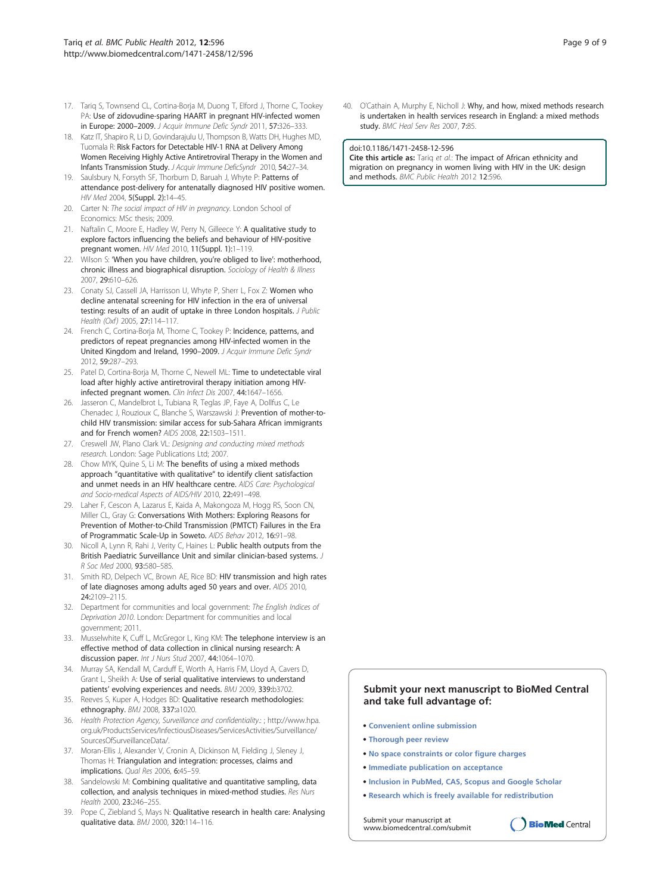17. Tariq S, Townsend CL, Cortina-Borja M, Duong T, Elford J, Thorne C, Tookey PA: Use of zidovudine-sparing HAART in pregnant HIV-infected women in Europe: 2000–2009. *J Acquir Immune Defic Syndr* 2011, **57**:326–333.
18. Katz IT, Shapiro R, Li D, Govindarajulu U, Thompson B, Watts DH, Hughes MD, Tuomala R: Risk Factors for Detectable HIV-1 RNA at Delivery Among Women Receiving Highly Active Antiretroviral Therapy in the Women and Infants Transmission Study. *J Acquir Immune DeficSyndr* 2010, **54**:27–34.
19. Saulsbury N, Forsyth SF, Thorburn D, Baruah J, Whyte P: Patterns of attendance post-delivery for antenatally diagnosed HIV positive women. *HIV Med* 2004, **5**(Suppl. 2):14–45.
20. Carter N: *The social impact of HIV in pregnancy*. London School of Economics: MSc thesis; 2009.
21. Naftalin C, Moore E, Hadley W, Perry N, Gilleece Y: A qualitative study to explore factors influencing the beliefs and behaviour of HIV-positive pregnant women. *HIV Med* 2010, **11**(Suppl. 1):1–119.
22. Wilson S: 'When you have children, you're obliged to live': motherhood, chronic illness and biographical disruption. *Sociology of Health & Illness* 2007, **29**:610–626.
23. Conaty SJ, Cassell JA, Harrisson U, Whyte P, Sherr L, Fox Z: Women who decline antenatal screening for HIV infection in the era of universal testing: results of an audit of uptake in three London hospitals. *J Public Health (Oxf)* 2005, **27**:114–117.
24. French C, Cortina-Borja M, Thorne C, Tookey P: Incidence, patterns, and predictors of repeat pregnancies among HIV-infected women in the United Kingdom and Ireland, 1990–2009. *J Acquir Immune Defic Syndr* 2012, **59**:287–293.
25. Patel D, Cortina-Borja M, Thorne C, Newell ML: Time to undetectable viral load after highly active antiretroviral therapy initiation among HIV-infected pregnant women. *Clin Infect Dis* 2007, **44**:1647–1656.
26. Jasseron C, Mandelbrot L, Tubiana R, Teglas JP, Faye A, Dollfus C, Le Chenadec J, Rouzioux C, Blanche S, Warszawski J: Prevention of mother-to-child HIV transmission: similar access for sub-Sahara African immigrants and for French women? *AIDS* 2008, **22**:1503–1511.
27. Creswell JW, Plano Clark VL: *Designing and conducting mixed methods research*. London: Sage Publications Ltd; 2007.
28. Chow MYK, Quine S, Li M: The benefits of using a mixed methods approach "quantitative with qualitative" to identify client satisfaction and unmet needs in an HIV healthcare centre. *AIDS Care: Psychological and Socio-medical Aspects of AIDS/HIV* 2010, **22**:491–498.
29. Laher F, Cescon A, Lazarus E, Kaida A, Makongoza M, Hogg RS, Soon CN, Miller CL, Gray G: Conversations With Mothers: Exploring Reasons for Prevention of Mother-to-Child Transmission (PMTCT) Failures in the Era of Programmatic Scale-Up in Soweto. *AIDS Behav* 2012, **16**:91–98.
30. Nicoll A, Lynn R, Rahi J, Verity C, Haines L: Public health outputs from the British Paediatric Surveillance Unit and similar clinician-based systems. *J R Soc Med* 2000, **93**:580–585.
31. Smith RD, Delpech VC, Brown AE, Rice BD: HIV transmission and high rates of late diagnoses among adults aged 50 years and over. *AIDS* 2010, **24**:2109–2115.
32. Department for communities and local government: *The English Indices of Deprivation 2010*. London: Department for communities and local government; 2011.
33. Musselwhite K, Cuff L, McGregor L, King KM: The telephone interview is an effective method of data collection in clinical nursing research: A discussion paper. *Int J Nurs Stud* 2007, **44**:1064–1070.
34. Murray SA, Kendall M, Carduff E, Worth A, Harris FM, Lloyd A, Cavers D, Grant L, Sheikh A: Use of serial qualitative interviews to understand patients' evolving experiences and needs. *BMJ* 2009, **339**:b3702.
35. Reeves S, Kuper A, Hodges BD: Qualitative research methodologies: ethnography. *BMJ* 2008, **337**:a1020.
36. *Health Protection Agency, Surveillance and confidentiality*.: ; http://www.hpa.org.uk/ProductsServices/InfectiousDiseases/ServicesActivities/Surveillance/SourcesOfSurveillanceData/.
37. Moran-Ellis J, Alexander V, Cronin A, Dickinson M, Fielding J, Sleney J, Thomas H: Triangulation and integration: processes, claims and implications. *Qual Res* 2006, **6**:45–59.
38. Sandelowski M: Combining qualitative and quantitative sampling, data collection, and analysis techniques in mixed-method studies. *Res Nurs Health* 2000, **23**:246–255.
39. Pope C, Ziebland S, Mays N: Qualitative research in health care: Analysing qualitative data. *BMJ* 2000, **320**:114–116.
40. O'Cathain A, Murphy E, Nicholl J: Why, and how, mixed methods research is undertaken in health services research in England: a mixed methods study. *BMC Heal Serv Res* 2007, **7**:85.

doi:10.1186/1471-2458-12-596

**Cite this article as:** Tariq *et al.*: The impact of African ethnicity and migration on pregnancy in women living with HIV in the UK: design and methods. *BMC Public Health* 2012 **12**:596.

**Submit your next manuscript to BioMed Central and take full advantage of:**

- **Convenient online submission**
- **Thorough peer review**
- **No space constraints or color figure charges**
- **Immediate publication on acceptance**
- **Inclusion in PubMed, CAS, Scopus and Google Scholar**
- **Research which is freely available for redistribution**

Submit your manuscript at
www.biomedcentral.com/submit

BioMed Central